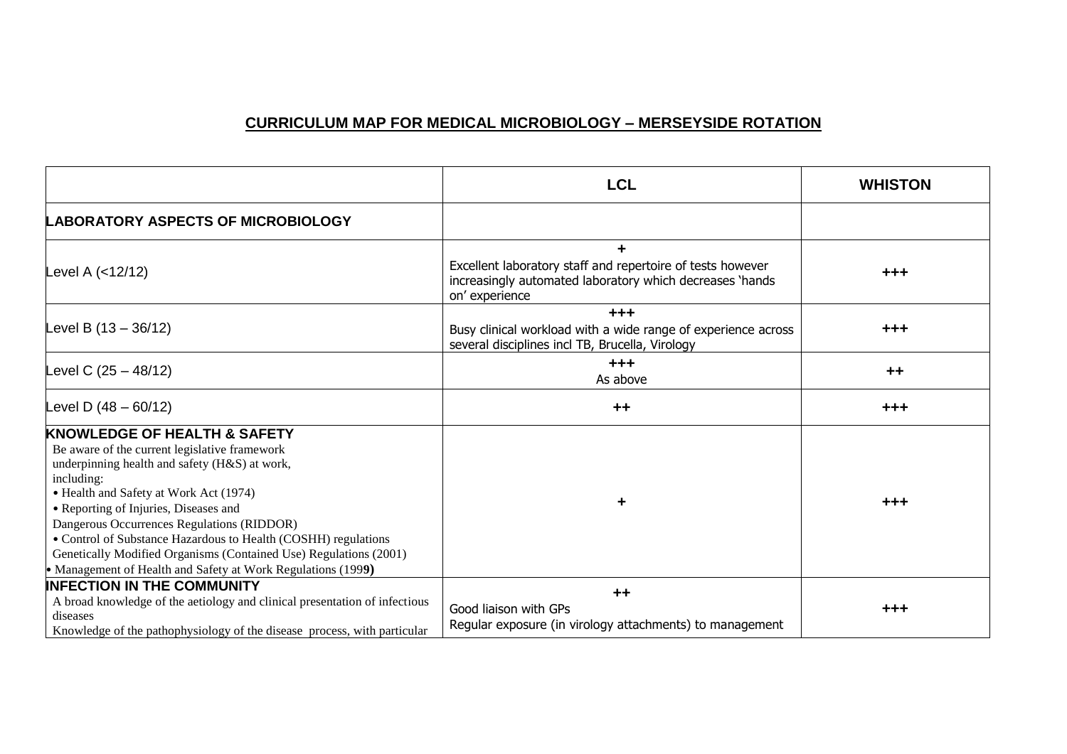## CURRICULUM MAP FOR MEDICAL MICROBIOLOGY – MERSEYSIDE ROTATION

| | LCL | WHISTON |
|---|---|---|
| **LABORATORY ASPECTS OF MICROBIOLOGY** | | |
| Level A (<12/12) | + <br> Excellent laboratory staff and repertoire of tests however increasingly automated laboratory which decreases 'hands on' experience | +++ |
| Level B (13 – 36/12) | +++ <br> Busy clinical workload with a wide range of experience across several disciplines incl TB, Brucella, Virology | +++ |
| Level C (25 – 48/12) | +++ <br> As above | ++ |
| Level D (48 – 60/12) | ++ | +++ |
| **KNOWLEDGE OF HEALTH & SAFETY** <br> Be aware of the current legislative framework underpinning health and safety (H&S) at work, including: <br> • Health and Safety at Work Act (1974) <br> • Reporting of Injuries, Diseases and Dangerous Occurrences Regulations (RIDDOR) <br> • Control of Substance Hazardous to Health (COSHH) regulations <br> Genetically Modified Organisms (Contained Use) Regulations (2001) <br> • Management of Health and Safety at Work Regulations (1999) | + | +++ |
| **INFECTION IN THE COMMUNITY** <br> A broad knowledge of the aetiology and clinical presentation of infectious diseases <br> Knowledge of the pathophysiology of the disease process, with particular | ++ <br> Good liaison with GPs <br> Regular exposure (in virology attachments) to management | +++ |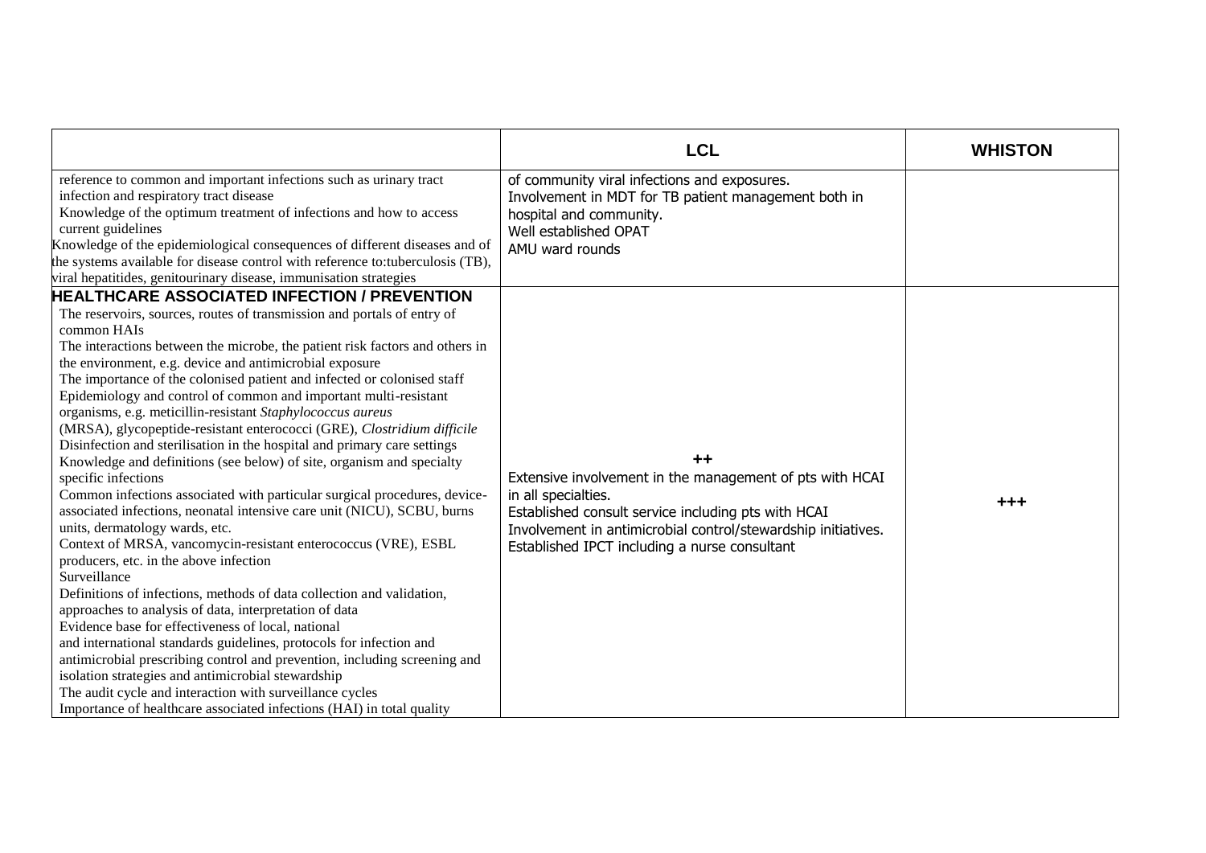| | LCL | WHISTON |
|---|---|---|
| reference to common and important infections such as urinary tract infection and respiratory tract disease<br>Knowledge of the optimum treatment of infections and how to access current guidelines<br>Knowledge of the epidemiological consequences of different diseases and of the systems available for disease control with reference to:tuberculosis (TB), viral hepatitides, genitourinary disease, immunisation strategies | of community viral infections and exposures.<br>Involvement in MDT for TB patient management both in hospital and community.<br>Well established OPAT<br>AMU ward rounds | |
| **HEALTHCARE ASSOCIATED INFECTION / PREVENTION**<br>The reservoirs, sources, routes of transmission and portals of entry of common HAIs<br>The interactions between the microbe, the patient risk factors and others in the environment, e.g. device and antimicrobial exposure<br>The importance of the colonised patient and infected or colonised staff<br>Epidemiology and control of common and important multi-resistant organisms, e.g. meticillin-resistant *Staphylococcus aureus* (MRSA), glycopeptide-resistant enterococci (GRE), *Clostridium difficile*<br>Disinfection and sterilisation in the hospital and primary care settings<br>Knowledge and definitions (see below) of site, organism and specialty specific infections<br>Common infections associated with particular surgical procedures, device-associated infections, neonatal intensive care unit (NICU), SCBU, burns units, dermatology wards, etc.<br>Context of MRSA, vancomycin-resistant enterococcus (VRE), ESBL producers, etc. in the above infection<br>Surveillance<br>Definitions of infections, methods of data collection and validation, approaches to analysis of data, interpretation of data<br>Evidence base for effectiveness of local, national and international standards guidelines, protocols for infection and antimicrobial prescribing control and prevention, including screening and isolation strategies and antimicrobial stewardship<br>The audit cycle and interaction with surveillance cycles<br>Importance of healthcare associated infections (HAI) in total quality | **++**<br>Extensive involvement in the management of pts with HCAI in all specialties.<br>Established consult service including pts with HCAI<br>Involvement in antimicrobial control/stewardship initiatives.<br>Established IPCT including a nurse consultant | **+++** |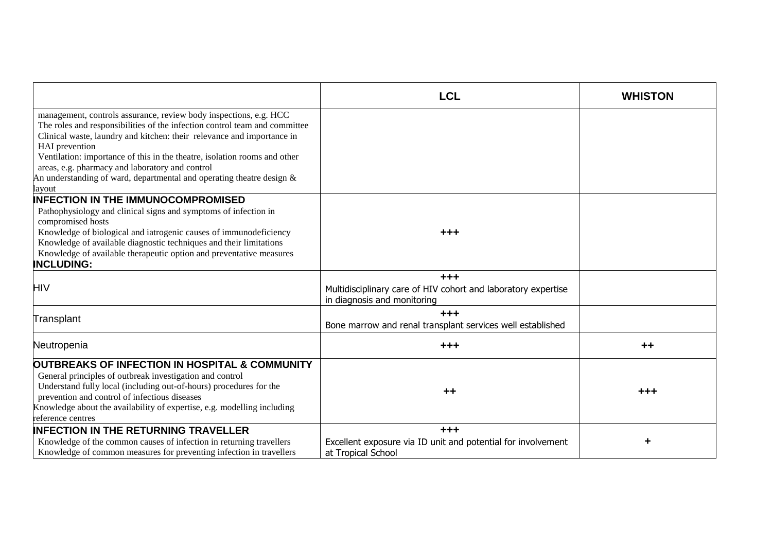| | LCL | WHISTON |
|---|---|---|
| management, controls assurance, review body inspections, e.g. HCC<br>The roles and responsibilities of the infection control team and committee<br>Clinical waste, laundry and kitchen: their relevance and importance in HAI prevention<br>Ventilation: importance of this in the theatre, isolation rooms and other areas, e.g. pharmacy and laboratory and control<br>An understanding of ward, departmental and operating theatre design & layout | | |
| **INFECTION IN THE IMMUNOCOMPROMISED**<br>Pathophysiology and clinical signs and symptoms of infection in compromised hosts<br>Knowledge of biological and iatrogenic causes of immunodeficiency<br>Knowledge of available diagnostic techniques and their limitations<br>Knowledge of available therapeutic option and preventative measures<br>**INCLUDING:** | +++ | |
| HIV | +++<br>Multidisciplinary care of HIV cohort and laboratory expertise in diagnosis and monitoring | |
| Transplant | +++<br>Bone marrow and renal transplant services well established | |
| Neutropenia | +++ | ++ |
| **OUTBREAKS OF INFECTION IN HOSPITAL & COMMUNITY**<br>General principles of outbreak investigation and control<br>Understand fully local (including out-of-hours) procedures for the prevention and control of infectious diseases<br>Knowledge about the availability of expertise, e.g. modelling including reference centres | ++ | +++ |
| **INFECTION IN THE RETURNING TRAVELLER**<br>Knowledge of the common causes of infection in returning travellers<br>Knowledge of common measures for preventing infection in travellers | +++<br>Excellent exposure via ID unit and potential for involvement at Tropical School | + |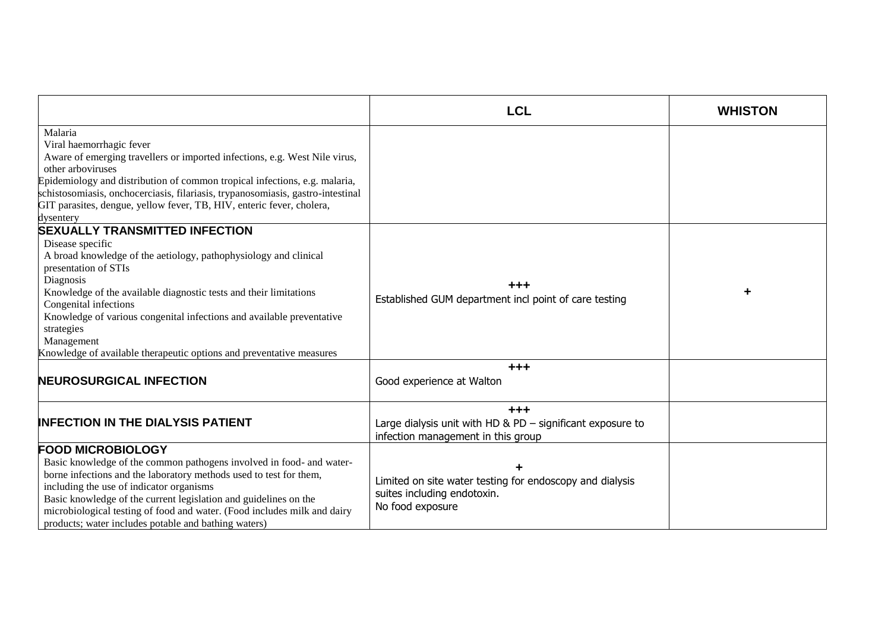| | LCL | WHISTON |
|---|---|---|
| Malaria<br>Viral haemorrhagic fever<br>Aware of emerging travellers or imported infections, e.g. West Nile virus, other arboviruses<br>Epidemiology and distribution of common tropical infections, e.g. malaria, schistosomiasis, onchocerciasis, filariasis, trypanosomiasis, gastro-intestinal GIT parasites, dengue, yellow fever, TB, HIV, enteric fever, cholera, dysentery | | |
| **SEXUALLY TRANSMITTED INFECTION**<br>Disease specific<br>A broad knowledge of the aetiology, pathophysiology and clinical presentation of STIs<br>Diagnosis<br>Knowledge of the available diagnostic tests and their limitations<br>Congenital infections<br>Knowledge of various congenital infections and available preventative strategies<br>Management<br>Knowledge of available therapeutic options and preventative measures | **+++**<br>Established GUM department incl point of care testing | **+** |
| **NEUROSURGICAL INFECTION** | **+++**<br>Good experience at Walton | |
| **INFECTION IN THE DIALYSIS PATIENT** | **+++**<br>Large dialysis unit with HD & PD – significant exposure to infection management in this group | |
| **FOOD MICROBIOLOGY**<br>Basic knowledge of the common pathogens involved in food- and water-borne infections and the laboratory methods used to test for them, including the use of indicator organisms<br>Basic knowledge of the current legislation and guidelines on the microbiological testing of food and water. (Food includes milk and dairy products; water includes potable and bathing waters) | **+**<br>Limited on site water testing for endoscopy and dialysis suites including endotoxin.<br>No food exposure | |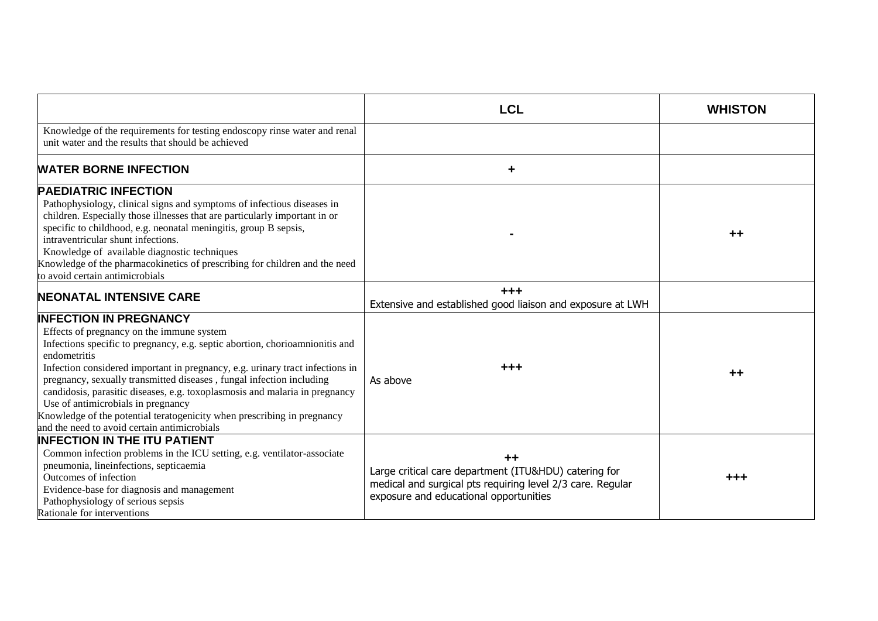| | LCL | WHISTON |
|---|---|---|
| Knowledge of the requirements for testing endoscopy rinse water and renal unit water and the results that should be achieved | | |
| **WATER BORNE INFECTION** | + | |
| **PAEDIATRIC INFECTION**<br>Pathophysiology, clinical signs and symptoms of infectious diseases in children. Especially those illnesses that are particularly important in or specific to childhood, e.g. neonatal meningitis, group B sepsis, intraventricular shunt infections.<br>Knowledge of available diagnostic techniques<br>Knowledge of the pharmacokinetics of prescribing for children and the need to avoid certain antimicrobials | - | ++ |
| **NEONATAL INTENSIVE CARE** | +++<br>Extensive and established good liaison and exposure at LWH | |
| **INFECTION IN PREGNANCY**<br>Effects of pregnancy on the immune system<br>Infections specific to pregnancy, e.g. septic abortion, chorioamnionitis and endometritis<br>Infection considered important in pregnancy, e.g. urinary tract infections in pregnancy, sexually transmitted diseases , fungal infection including candidosis, parasitic diseases, e.g. toxoplasmosis and malaria in pregnancy<br>Use of antimicrobials in pregnancy<br>Knowledge of the potential teratogenicity when prescribing in pregnancy and the need to avoid certain antimicrobials | +++<br>As above | ++ |
| **INFECTION IN THE ITU PATIENT**<br>Common infection problems in the ICU setting, e.g. ventilator-associate pneumonia, lineinfections, septicaemia<br>Outcomes of infection<br>Evidence-base for diagnosis and management<br>Pathophysiology of serious sepsis<br>Rationale for interventions | ++<br>Large critical care department (ITU&HDU) catering for medical and surgical pts requiring level 2/3 care. Regular exposure and educational opportunities | +++ |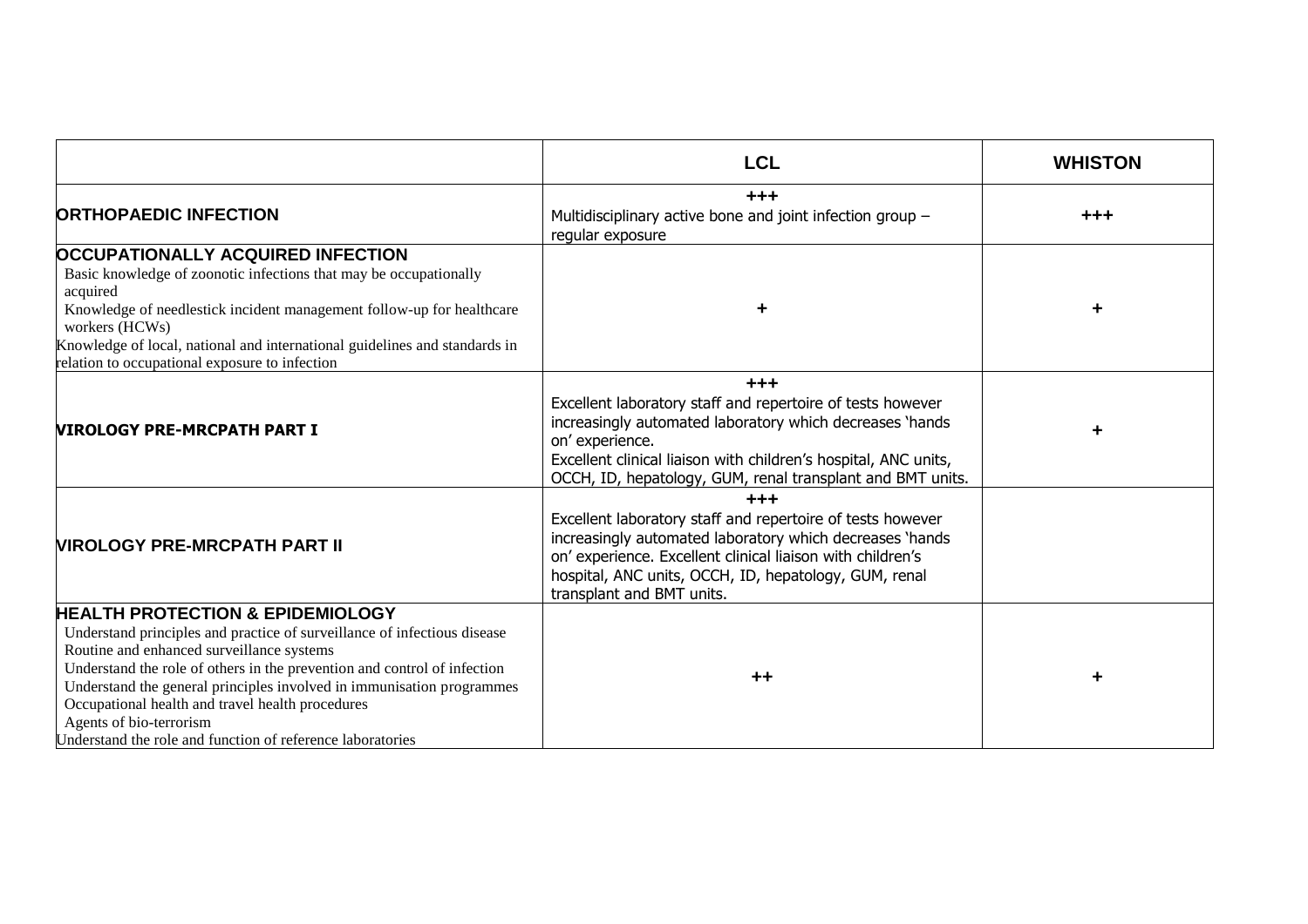| | LCL | WHISTON |
|---|---|---|
| **ORTHOPAEDIC INFECTION** | **+++**<br>Multidisciplinary active bone and joint infection group – regular exposure | **+++** |
| **OCCUPATIONALLY ACQUIRED INFECTION**<br>Basic knowledge of zoonotic infections that may be occupationally acquired<br>Knowledge of needlestick incident management follow-up for healthcare workers (HCWs)<br>Knowledge of local, national and international guidelines and standards in relation to occupational exposure to infection | **+** | **+** |
| **VIROLOGY PRE-MRCPATH PART I** | **+++**<br>Excellent laboratory staff and repertoire of tests however increasingly automated laboratory which decreases 'hands on' experience.<br>Excellent clinical liaison with children's hospital, ANC units, OCCH, ID, hepatology, GUM, renal transplant and BMT units. | **+** |
| **VIROLOGY PRE-MRCPATH PART II** | **+++**<br>Excellent laboratory staff and repertoire of tests however increasingly automated laboratory which decreases 'hands on' experience. Excellent clinical liaison with children's hospital, ANC units, OCCH, ID, hepatology, GUM, renal transplant and BMT units. | |
| **HEALTH PROTECTION & EPIDEMIOLOGY**<br>Understand principles and practice of surveillance of infectious disease<br>Routine and enhanced surveillance systems<br>Understand the role of others in the prevention and control of infection<br>Understand the general principles involved in immunisation programmes<br>Occupational health and travel health procedures<br>Agents of bio-terrorism<br>Understand the role and function of reference laboratories | **++** | **+** |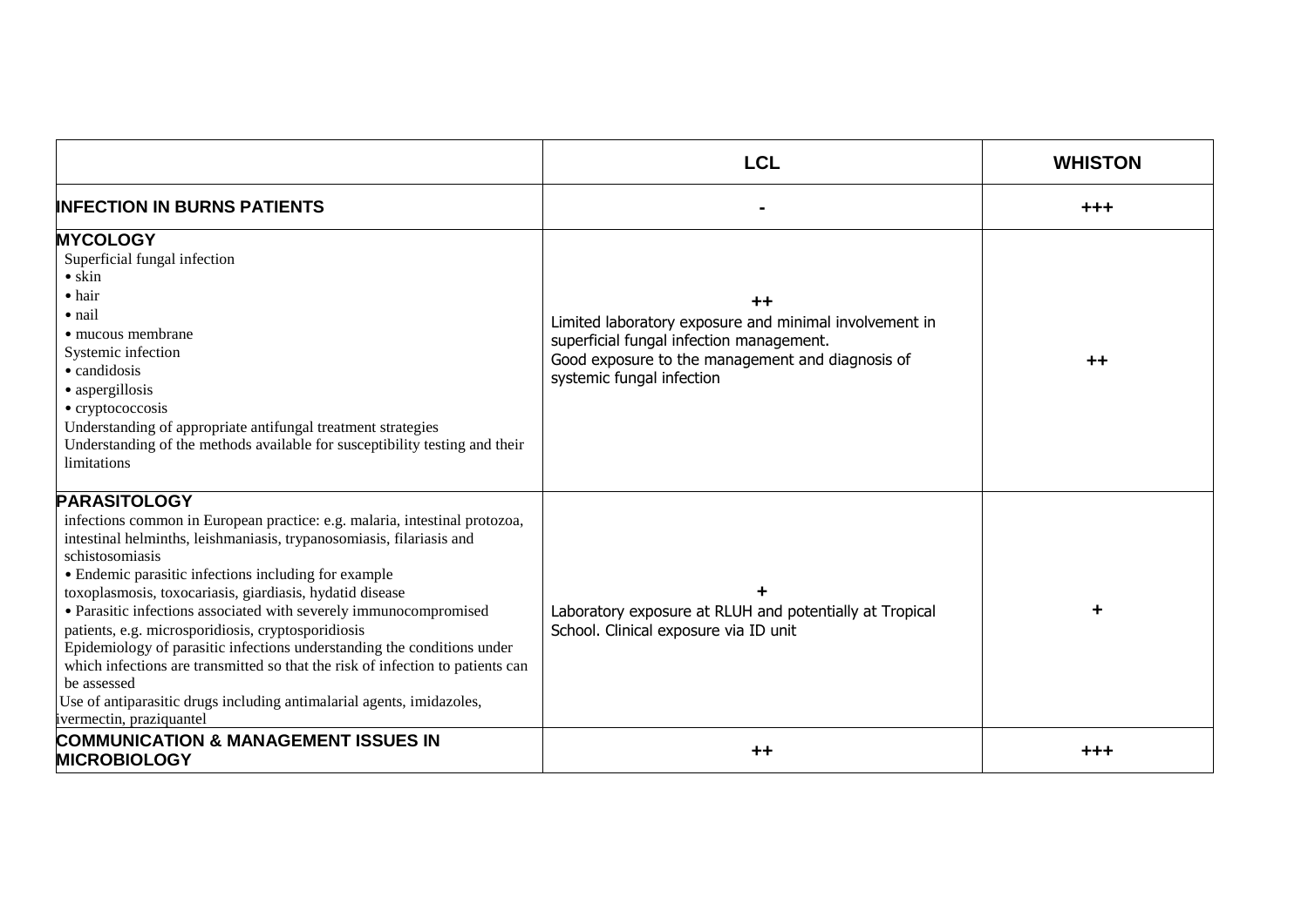| | LCL | WHISTON |
|---|---|---|
| **INFECTION IN BURNS PATIENTS** | - | +++ |
| **MYCOLOGY**<br>Superficial fungal infection<br>• skin<br>• hair<br>• nail<br>• mucous membrane<br>Systemic infection<br>• candidosis<br>• aspergillosis<br>• cryptococcosis<br>Understanding of appropriate antifungal treatment strategies<br>Understanding of the methods available for susceptibility testing and their limitations | ++<br>Limited laboratory exposure and minimal involvement in superficial fungal infection management.<br>Good exposure to the management and diagnosis of systemic fungal infection | ++ |
| **PARASITOLOGY**<br>infections common in European practice: e.g. malaria, intestinal protozoa, intestinal helminths, leishmaniasis, trypanosomiasis, filariasis and schistosomiasis<br>• Endemic parasitic infections including for example toxoplasmosis, toxocariasis, giardiasis, hydatid disease<br>• Parasitic infections associated with severely immunocompromised patients, e.g. microsporidiosis, cryptosporidiosis<br>Epidemiology of parasitic infections understanding the conditions under which infections are transmitted so that the risk of infection to patients can be assessed<br>Use of antiparasitic drugs including antimalarial agents, imidazoles, ivermectin, praziquantel | +<br>Laboratory exposure at RLUH and potentially at Tropical School. Clinical exposure via ID unit | + |
| **COMMUNICATION & MANAGEMENT ISSUES IN MICROBIOLOGY** | ++ | +++ |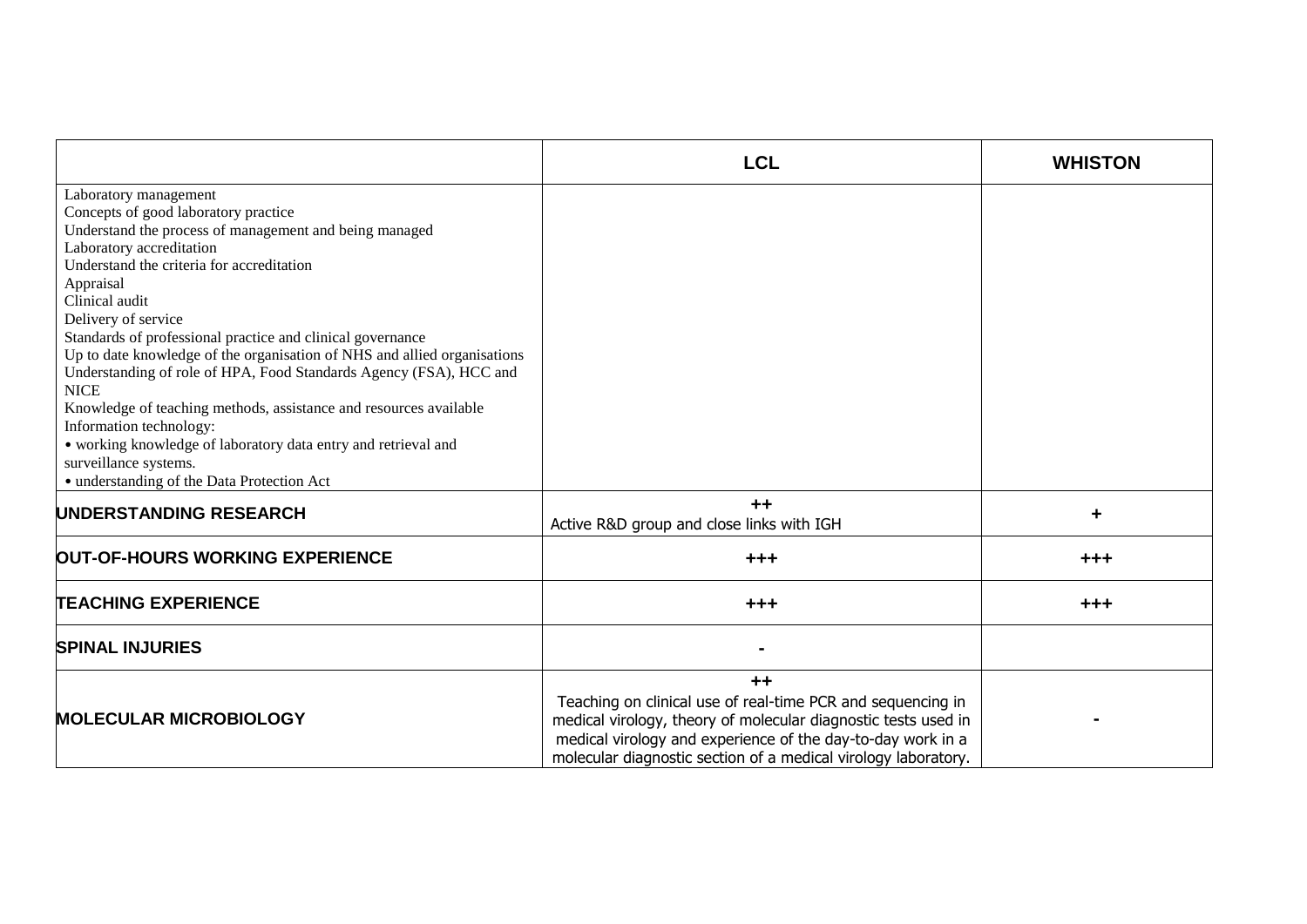| | LCL | WHISTON |
|---|---|---|
| Laboratory management<br>Concepts of good laboratory practice<br>Understand the process of management and being managed<br>Laboratory accreditation<br>Understand the criteria for accreditation<br>Appraisal<br>Clinical audit<br>Delivery of service<br>Standards of professional practice and clinical governance<br>Up to date knowledge of the organisation of NHS and allied organisations<br>Understanding of role of HPA, Food Standards Agency (FSA), HCC and NICE<br>Knowledge of teaching methods, assistance and resources available<br>Information technology:<br>• working knowledge of laboratory data entry and retrieval and surveillance systems.<br>• understanding of the Data Protection Act | | |
| **UNDERSTANDING RESEARCH** | ++<br>Active R&D group and close links with IGH | + |
| **OUT-OF-HOURS WORKING EXPERIENCE** | +++ | +++ |
| **TEACHING EXPERIENCE** | +++ | +++ |
| **SPINAL INJURIES** | - | |
| **MOLECULAR MICROBIOLOGY** | ++<br>Teaching on clinical use of real-time PCR and sequencing in medical virology, theory of molecular diagnostic tests used in medical virology and experience of the day-to-day work in a molecular diagnostic section of a medical virology laboratory. | - |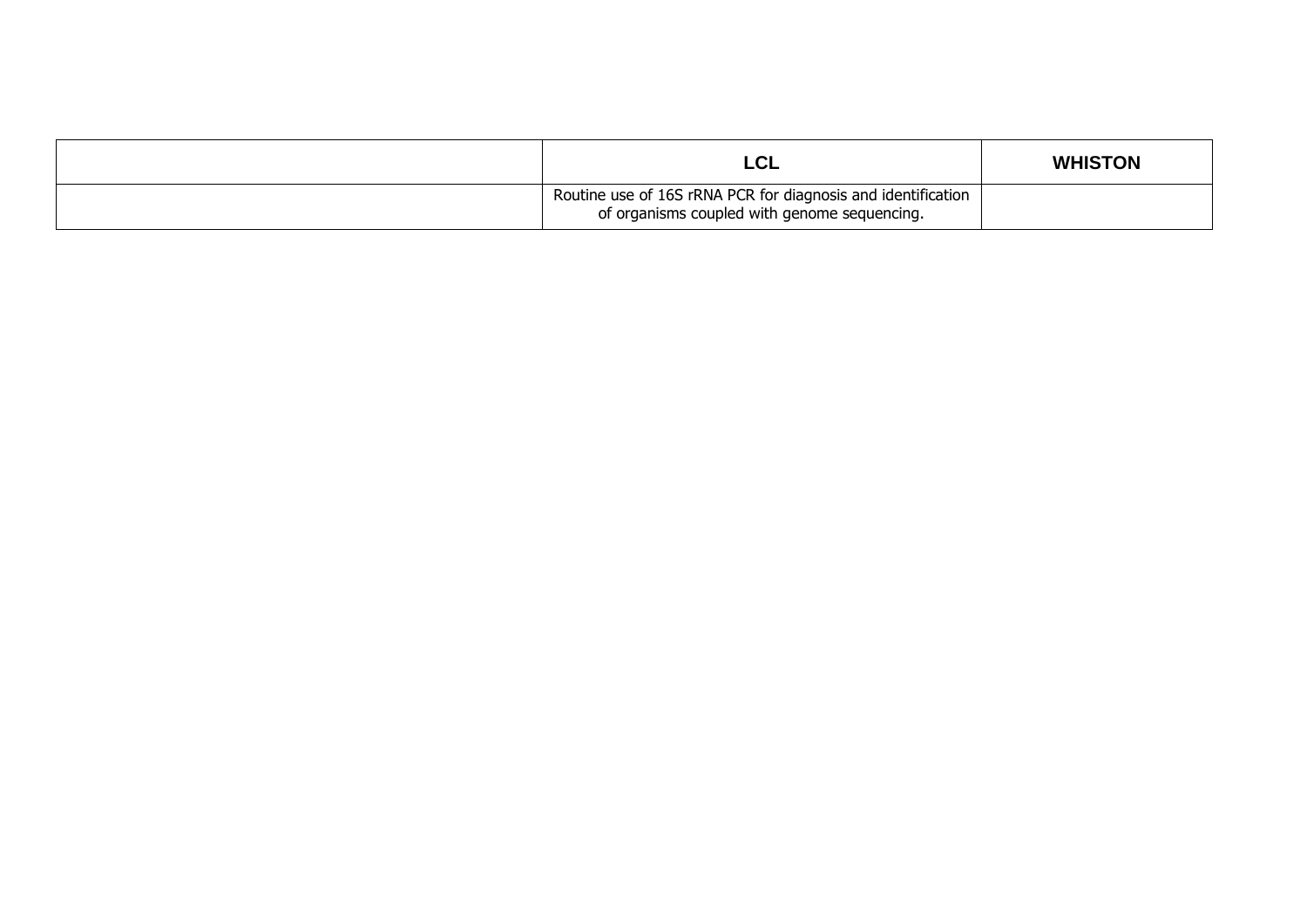| | LCL | WHISTON |
|---|---|---|
| | Routine use of 16S rRNA PCR for diagnosis and identification of organisms coupled with genome sequencing. | |